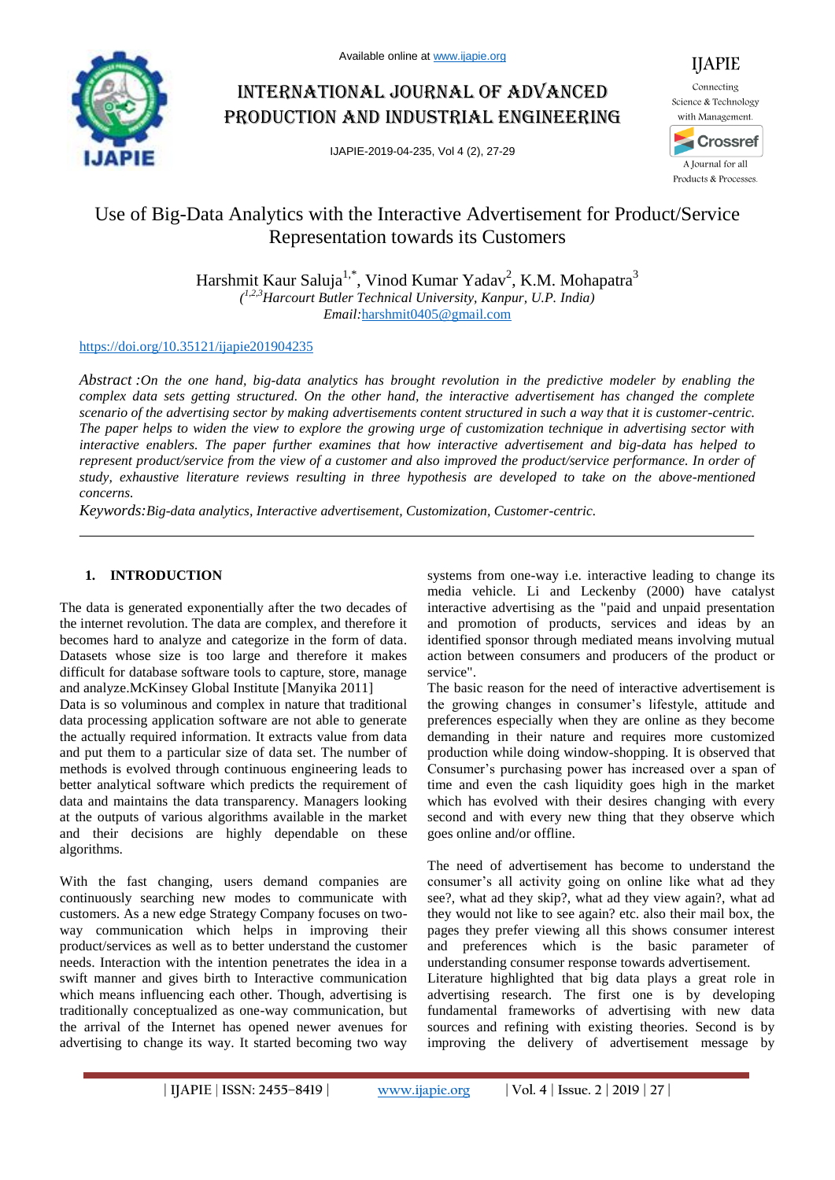# Use of Big-Data Analytics with the Interactive Advertisement for Product/Service Representation towards its Customers

Harshmit Kaur Saluja[1,*], Vinod Kumar Yadav[2], K.M. Mohapatra[3]

*([1,2,3]Harcourt Butler Technical University, Kanpur, U.P. India)*

*Email:*harshmit0405@gmail.com

https://doi.org/10.35121/ijapie201904235

*Abstract :On the one hand, big-data analytics has brought revolution in the predictive modeler by enabling the complex data sets getting structured. On the other hand, the interactive advertisement has changed the complete scenario of the advertising sector by making advertisements content structured in such a way that it is customer-centric. The paper helps to widen the view to explore the growing urge of customization technique in advertising sector with interactive enablers. The paper further examines that how interactive advertisement and big-data has helped to represent product/service from the view of a customer and also improved the product/service performance. In order of study, exhaustive literature reviews resulting in three hypothesis are developed to take on the above-mentioned concerns.*

*Keywords:Big-data analytics, Interactive advertisement, Customization, Customer-centric.*

## 1. INTRODUCTION

The data is generated exponentially after the two decades of the internet revolution. The data are complex, and therefore it becomes hard to analyze and categorize in the form of data. Datasets whose size is too large and therefore it makes difficult for database software tools to capture, store, manage and analyze.McKinsey Global Institute [Manyika 2011]

Data is so voluminous and complex in nature that traditional data processing application software are not able to generate the actually required information. It extracts value from data and put them to a particular size of data set. The number of methods is evolved through continuous engineering leads to better analytical software which predicts the requirement of data and maintains the data transparency. Managers looking at the outputs of various algorithms available in the market and their decisions are highly dependable on these algorithms.

With the fast changing, users demand companies are continuously searching new modes to communicate with customers. As a new edge Strategy Company focuses on two-way communication which helps in improving their product/services as well as to better understand the customer needs. Interaction with the intention penetrates the idea in a swift manner and gives birth to Interactive communication which means influencing each other. Though, advertising is traditionally conceptualized as one-way communication, but the arrival of the Internet has opened newer avenues for advertising to change its way. It started becoming two way systems from one-way i.e. interactive leading to change its media vehicle. Li and Leckenby (2000) have catalyst interactive advertising as the "paid and unpaid presentation and promotion of products, services and ideas by an identified sponsor through mediated means involving mutual action between consumers and producers of the product or service".

The basic reason for the need of interactive advertisement is the growing changes in consumer's lifestyle, attitude and preferences especially when they are online as they become demanding in their nature and requires more customized production while doing window-shopping. It is observed that Consumer's purchasing power has increased over a span of time and even the cash liquidity goes high in the market which has evolved with their desires changing with every second and with every new thing that they observe which goes online and/or offline.

The need of advertisement has become to understand the consumer's all activity going on online like what ad they see?, what ad they skip?, what ad they view again?, what ad they would not like to see again? etc. also their mail box, the pages they prefer viewing all this shows consumer interest and preferences which is the basic parameter of understanding consumer response towards advertisement.

Literature highlighted that big data plays a great role in advertising research. The first one is by developing fundamental frameworks of advertising with new data sources and refining with existing theories. Second is by improving the delivery of advertisement message by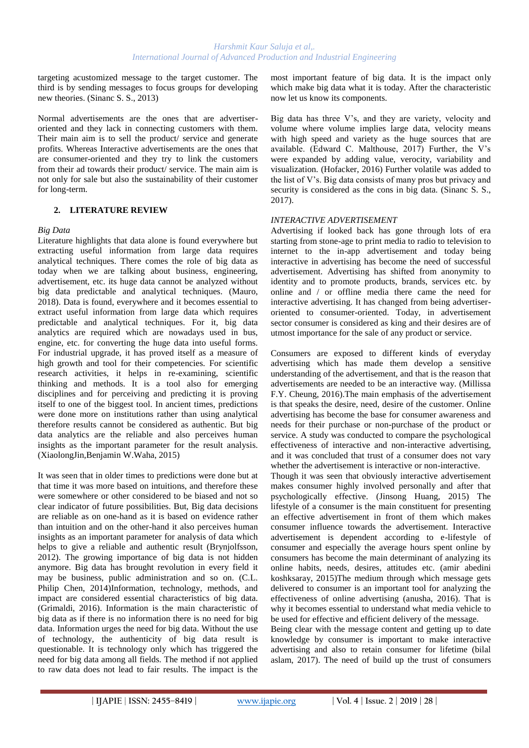targeting acustomized message to the target customer. The third is by sending messages to focus groups for developing new theories. (Sinanc S. S., 2013)

Normal advertisements are the ones that are advertiser-oriented and they lack in connecting customers with them. Their main aim is to sell the product/ service and generate profits. Whereas Interactive advertisements are the ones that are consumer-oriented and they try to link the customers from their ad towards their product/ service. The main aim is not only for sale but also the sustainability of their customer for long-term.

## 2. LITERATURE REVIEW

*Big Data*

Literature highlights that data alone is found everywhere but extracting useful information from large data requires analytical techniques. There comes the role of big data as today when we are talking about business, engineering, advertisement, etc. its huge data cannot be analyzed without big data predictable and analytical techniques. (Mauro, 2018). Data is found, everywhere and it becomes essential to extract useful information from large data which requires predictable and analytical techniques. For it, big data analytics are required which are nowadays used in bus, engine, etc. for converting the huge data into useful forms. For industrial upgrade, it has proved itself as a measure of high growth and tool for their competencies. For scientific research activities, it helps in re-examining, scientific thinking and methods. It is a tool also for emerging disciplines and for perceiving and predicting it is proving itself to one of the biggest tool. In ancient times, predictions were done more on institutions rather than using analytical therefore results cannot be considered as authentic. But big data analytics are the reliable and also perceives human insights as the important parameter for the result analysis. (XiaolongJin,Benjamin W.Waha, 2015)

It was seen that in older times to predictions were done but at that time it was more based on intuitions, and therefore these were somewhere or other considered to be biased and not so clear indicator of future possibilities. But, Big data decisions are reliable as on one-hand as it is based on evidence rather than intuition and on the other-hand it also perceives human insights as an important parameter for analysis of data which helps to give a reliable and authentic result (Brynjolfsson, 2012). The growing importance of big data is not hidden anymore. Big data has brought revolution in every field it may be business, public administration and so on. (C.L. Philip Chen, 2014)Information, technology, methods, and impact are considered essential characteristics of big data. (Grimaldi, 2016). Information is the main characteristic of big data as if there is no information there is no need for big data. Information urges the need for big data. Without the use of technology, the authenticity of big data result is questionable. It is technology only which has triggered the need for big data among all fields. The method if not applied to raw data does not lead to fair results. The impact is the most important feature of big data. It is the impact only which make big data what it is today. After the characteristic now let us know its components.

Big data has three V's, and they are variety, velocity and volume where volume implies large data, velocity means with high speed and variety as the huge sources that are available. (Edward C. Malthouse, 2017) Further, the V's were expanded by adding value, verocity, variability and visualization. (Hofacker, 2016) Further volatile was added to the list of V's. Big data consists of many pros but privacy and security is considered as the cons in big data. (Sinanc S. S., 2017).

*INTERACTIVE ADVERTISEMENT*

Advertising if looked back has gone through lots of era starting from stone-age to print media to radio to television to internet to the in-app advertisement and today being interactive in advertising has become the need of successful advertisement. Advertising has shifted from anonymity to identity and to promote products, brands, services etc. by online and / or offline media there came the need for interactive advertising. It has changed from being advertiser-oriented to consumer-oriented. Today, in advertisement sector consumer is considered as king and their desires are of utmost importance for the sale of any product or service.

Consumers are exposed to different kinds of everyday advertising which has made them develop a sensitive understanding of the advertisement, and that is the reason that advertisements are needed to be an interactive way. (Millissa F.Y. Cheung, 2016).The main emphasis of the advertisement is that speaks the desire, need, desire of the customer. Online advertising has become the base for consumer awareness and needs for their purchase or non-purchase of the product or service. A study was conducted to compare the psychological effectiveness of interactive and non-interactive advertising, and it was concluded that trust of a consumer does not vary whether the advertisement is interactive or non-interactive.

Though it was seen that obviously interactive advertisement makes consumer highly involved personally and after that psychologically effective. (Jinsong Huang, 2015) The lifestyle of a consumer is the main constituent for presenting an effective advertisement in front of them which makes consumer influence towards the advertisement. Interactive advertisement is dependent according to e-lifestyle of consumer and especially the average hours spent online by consumers has become the main determinant of analyzing its online habits, needs, desires, attitudes etc. (amir abedini koshksaray, 2015)The medium through which message gets delivered to consumer is an important tool for analyzing the effectiveness of online advertising (anusha, 2016). That is why it becomes essential to understand what media vehicle to be used for effective and efficient delivery of the message.

Being clear with the message content and getting up to date knowledge by consumer is important to make interactive advertising and also to retain consumer for lifetime (bilal aslam, 2017). The need of build up the trust of consumers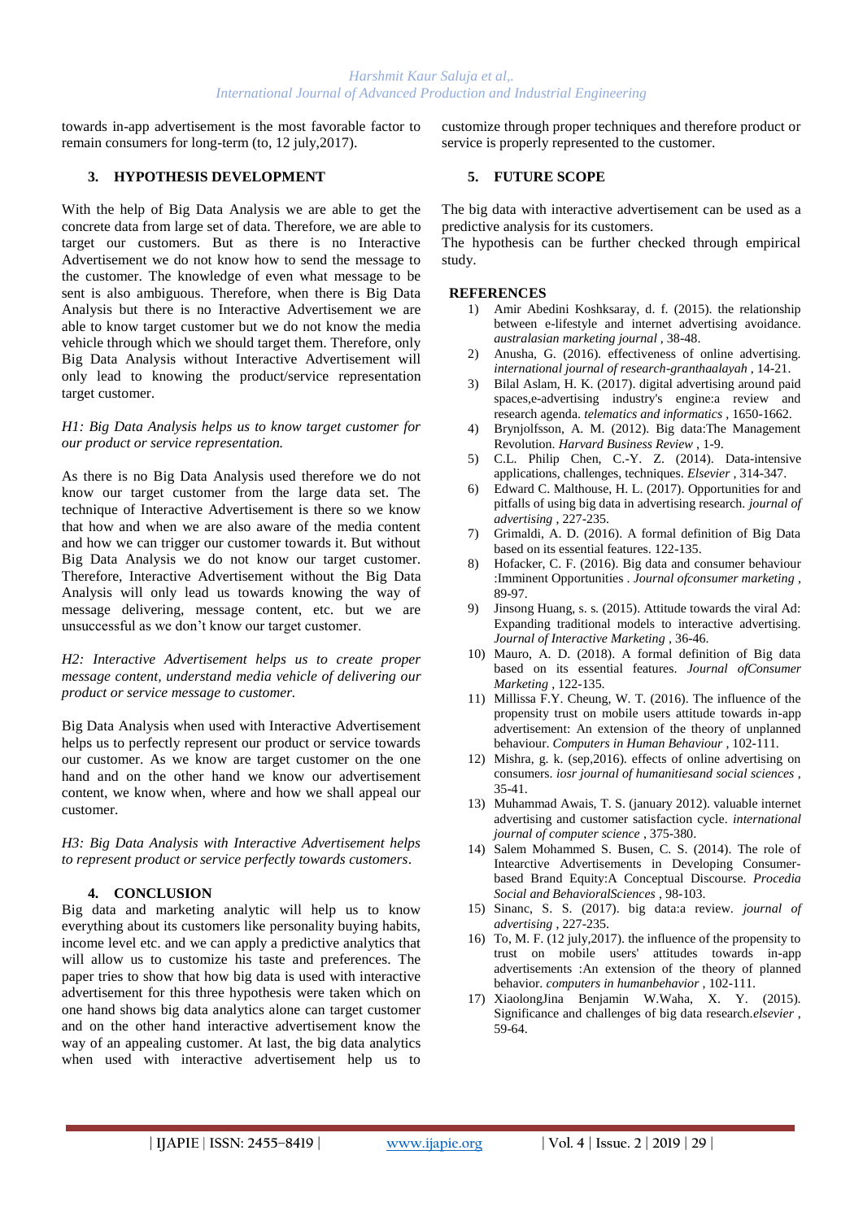towards in-app advertisement is the most favorable factor to remain consumers for long-term (to, 12 july,2017).

## 3. HYPOTHESIS DEVELOPMENT

With the help of Big Data Analysis we are able to get the concrete data from large set of data. Therefore, we are able to target our customers. But as there is no Interactive Advertisement we do not know how to send the message to the customer. The knowledge of even what message to be sent is also ambiguous. Therefore, when there is Big Data Analysis but there is no Interactive Advertisement we are able to know target customer but we do not know the media vehicle through which we should target them. Therefore, only Big Data Analysis without Interactive Advertisement will only lead to knowing the product/service representation target customer.

*H1: Big Data Analysis helps us to know target customer for our product or service representation.*

As there is no Big Data Analysis used therefore we do not know our target customer from the large data set. The technique of Interactive Advertisement is there so we know that how and when we are also aware of the media content and how we can trigger our customer towards it. But without Big Data Analysis we do not know our target customer. Therefore, Interactive Advertisement without the Big Data Analysis will only lead us towards knowing the way of message delivering, message content, etc. but we are unsuccessful as we don't know our target customer.

*H2: Interactive Advertisement helps us to create proper message content, understand media vehicle of delivering our product or service message to customer.*

Big Data Analysis when used with Interactive Advertisement helps us to perfectly represent our product or service towards our customer. As we know are target customer on the one hand and on the other hand we know our advertisement content, we know when, where and how we shall appeal our customer.

*H3: Big Data Analysis with Interactive Advertisement helps to represent product or service perfectly towards customers*.

## 4. CONCLUSION

Big data and marketing analytic will help us to know everything about its customers like personality buying habits, income level etc. and we can apply a predictive analytics that will allow us to customize his taste and preferences. The paper tries to show that how big data is used with interactive advertisement for this three hypothesis were taken which on one hand shows big data analytics alone can target customer and on the other hand interactive advertisement know the way of an appealing customer. At last, the big data analytics when used with interactive advertisement help us to customize through proper techniques and therefore product or service is properly represented to the customer.

## 5. FUTURE SCOPE

The big data with interactive advertisement can be used as a predictive analysis for its customers.

The hypothesis can be further checked through empirical study.

## REFERENCES

1) Amir Abedini Koshksaray, d. f. (2015). the relationship between e-lifestyle and internet advertising avoidance. *australasian marketing journal* , 38-48.
2) Anusha, G. (2016). effectiveness of online advertising. *international journal of research-granthaalayah* , 14-21.
3) Bilal Aslam, H. K. (2017). digital advertising around paid spaces,e-advertising industry's engine:a review and research agenda. *telematics and informatics* , 1650-1662.
4) Brynjolfsson, A. M. (2012). Big data:The Management Revolution. *Harvard Business Review* , 1-9.
5) C.L. Philip Chen, C.-Y. Z. (2014). Data-intensive applications, challenges, techniques. *Elsevier* , 314-347.
6) Edward C. Malthouse, H. L. (2017). Opportunities for and pitfalls of using big data in advertising research. *journal of advertising* , 227-235.
7) Grimaldi, A. D. (2016). A formal definition of Big Data based on its essential features. 122-135.
8) Hofacker, C. F. (2016). Big data and consumer behaviour :Imminent Opportunities . *Journal ofconsumer marketing* , 89-97.
9) Jinsong Huang, s. s. (2015). Attitude towards the viral Ad: Expanding traditional models to interactive advertising. *Journal of Interactive Marketing* , 36-46.
10) Mauro, A. D. (2018). A formal definition of Big data based on its essential features. *Journal ofConsumer Marketing* , 122-135.
11) Millissa F.Y. Cheung, W. T. (2016). The influence of the propensity trust on mobile users attitude towards in-app advertisement: An extension of the theory of unplanned behaviour. *Computers in Human Behaviour* , 102-111.
12) Mishra, g. k. (sep,2016). effects of online advertising on consumers. *iosr journal of humanitiesand social sciences* , 35-41.
13) Muhammad Awais, T. S. (january 2012). valuable internet advertising and customer satisfaction cycle. *international journal of computer science* , 375-380.
14) Salem Mohammed S. Busen, C. S. (2014). The role of Intearctive Advertisements in Developing Consumer-based Brand Equity:A Conceptual Discourse. *Procedia Social and BehavioralSciences* , 98-103.
15) Sinanc, S. S. (2017). big data:a review. *journal of advertising* , 227-235.
16) To, M. F. (12 july,2017). the influence of the propensity to trust on mobile users' attitudes towards in-app advertisements :An extension of the theory of planned behavior. *computers in humanbehavior* , 102-111.
17) XiaolongJina Benjamin W.Waha, X. Y. (2015). Significance and challenges of big data research.*elsevier* , 59-64.